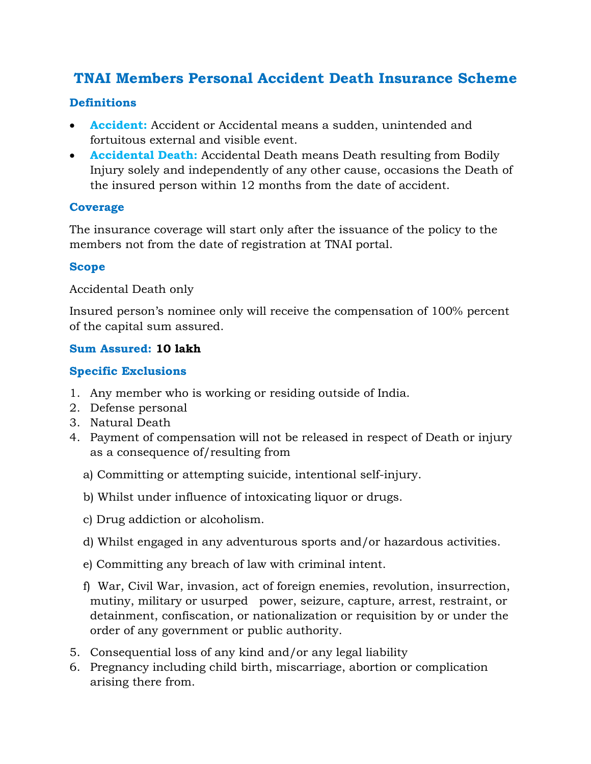# TNAI Members Personal Accident Death Insurance Scheme

## Definitions

- **Accident:** Accident or Accidental means a sudden, unintended and fortuitous external and visible event.
- **Accidental Death:** Accidental Death means Death resulting from Bodily Injury solely and independently of any other cause, occasions the Death of the insured person within 12 months from the date of accident.

## Coverage

The insurance coverage will start only after the issuance of the policy to the members not from the date of registration at TNAI portal.

## Scope

Accidental Death only

Insured person's nominee only will receive the compensation of 100% percent of the capital sum assured.

**Sum Assured: 10 lakh**

## Specific Exclusions

1. Any member who is working or residing outside of India.
2. Defense personal
3. Natural Death
4. Payment of compensation will not be released in respect of Death or injury as a consequence of/resulting from

   a) Committing or attempting suicide, intentional self-injury.

   b) Whilst under influence of intoxicating liquor or drugs.

   c) Drug addiction or alcoholism.

   d) Whilst engaged in any adventurous sports and/or hazardous activities.

   e) Committing any breach of law with criminal intent.

   f) War, Civil War, invasion, act of foreign enemies, revolution, insurrection, mutiny, military or usurped power, seizure, capture, arrest, restraint, or detainment, confiscation, or nationalization or requisition by or under the order of any government or public authority.

5. Consequential loss of any kind and/or any legal liability
6. Pregnancy including child birth, miscarriage, abortion or complication arising there from.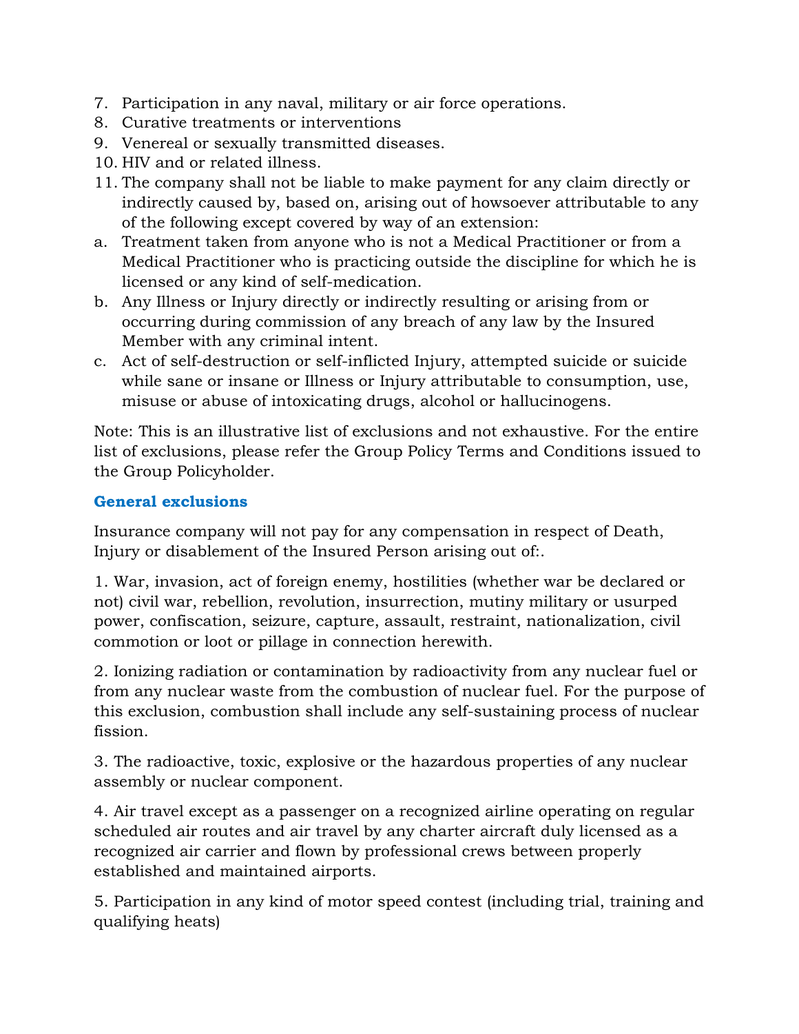7. Participation in any naval, military or air force operations.
8. Curative treatments or interventions
9. Venereal or sexually transmitted diseases.
10. HIV and or related illness.
11. The company shall not be liable to make payment for any claim directly or indirectly caused by, based on, arising out of howsoever attributable to any of the following except covered by way of an extension:

a. Treatment taken from anyone who is not a Medical Practitioner or from a Medical Practitioner who is practicing outside the discipline for which he is licensed or any kind of self-medication.
b. Any Illness or Injury directly or indirectly resulting or arising from or occurring during commission of any breach of any law by the Insured Member with any criminal intent.
c. Act of self-destruction or self-inflicted Injury, attempted suicide or suicide while sane or insane or Illness or Injury attributable to consumption, use, misuse or abuse of intoxicating drugs, alcohol or hallucinogens.

Note: This is an illustrative list of exclusions and not exhaustive. For the entire list of exclusions, please refer the Group Policy Terms and Conditions issued to the Group Policyholder.

### General exclusions

Insurance company will not pay for any compensation in respect of Death, Injury or disablement of the Insured Person arising out of:.

1. War, invasion, act of foreign enemy, hostilities (whether war be declared or not) civil war, rebellion, revolution, insurrection, mutiny military or usurped power, confiscation, seizure, capture, assault, restraint, nationalization, civil commotion or loot or pillage in connection herewith.

2. Ionizing radiation or contamination by radioactivity from any nuclear fuel or from any nuclear waste from the combustion of nuclear fuel. For the purpose of this exclusion, combustion shall include any self-sustaining process of nuclear fission.

3. The radioactive, toxic, explosive or the hazardous properties of any nuclear assembly or nuclear component.

4. Air travel except as a passenger on a recognized airline operating on regular scheduled air routes and air travel by any charter aircraft duly licensed as a recognized air carrier and flown by professional crews between properly established and maintained airports.

5. Participation in any kind of motor speed contest (including trial, training and qualifying heats)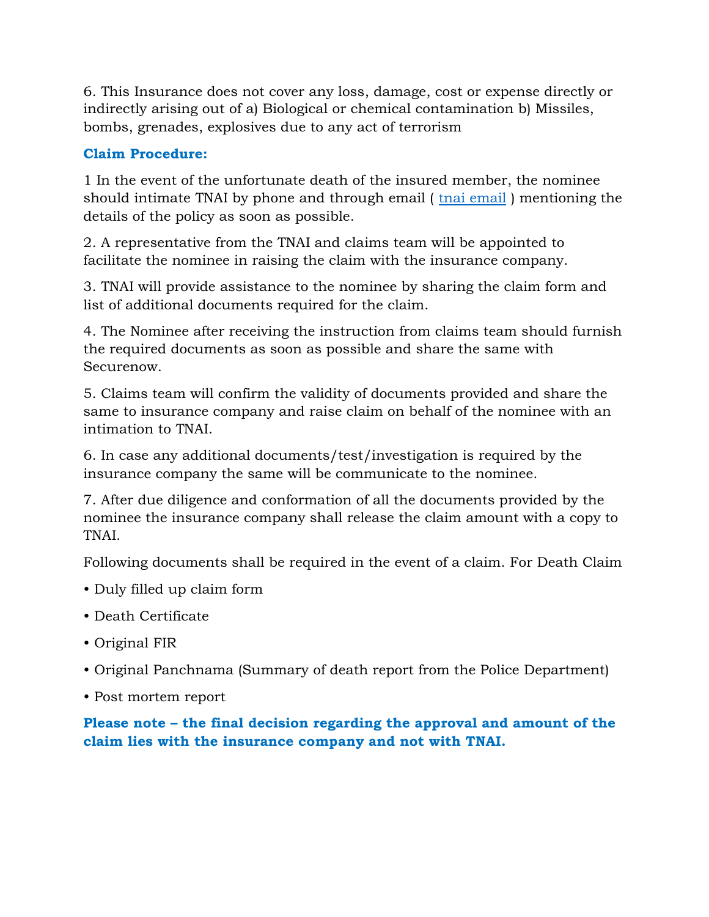6. This Insurance does not cover any loss, damage, cost or expense directly or indirectly arising out of a) Biological or chemical contamination b) Missiles, bombs, grenades, explosives due to any act of terrorism

**Claim Procedure:**

1 In the event of the unfortunate death of the insured member, the nominee should intimate TNAI by phone and through email ( tnai email ) mentioning the details of the policy as soon as possible.

2. A representative from the TNAI and claims team will be appointed to facilitate the nominee in raising the claim with the insurance company.

3. TNAI will provide assistance to the nominee by sharing the claim form and list of additional documents required for the claim.

4. The Nominee after receiving the instruction from claims team should furnish the required documents as soon as possible and share the same with Securenow.

5. Claims team will confirm the validity of documents provided and share the same to insurance company and raise claim on behalf of the nominee with an intimation to TNAI.

6. In case any additional documents/test/investigation is required by the insurance company the same will be communicate to the nominee.

7. After due diligence and conformation of all the documents provided by the nominee the insurance company shall release the claim amount with a copy to TNAI.

Following documents shall be required in the event of a claim. For Death Claim

- Duly filled up claim form
- Death Certificate
- Original FIR
- Original Panchnama (Summary of death report from the Police Department)
- Post mortem report

**Please note – the final decision regarding the approval and amount of the claim lies with the insurance company and not with TNAI.**